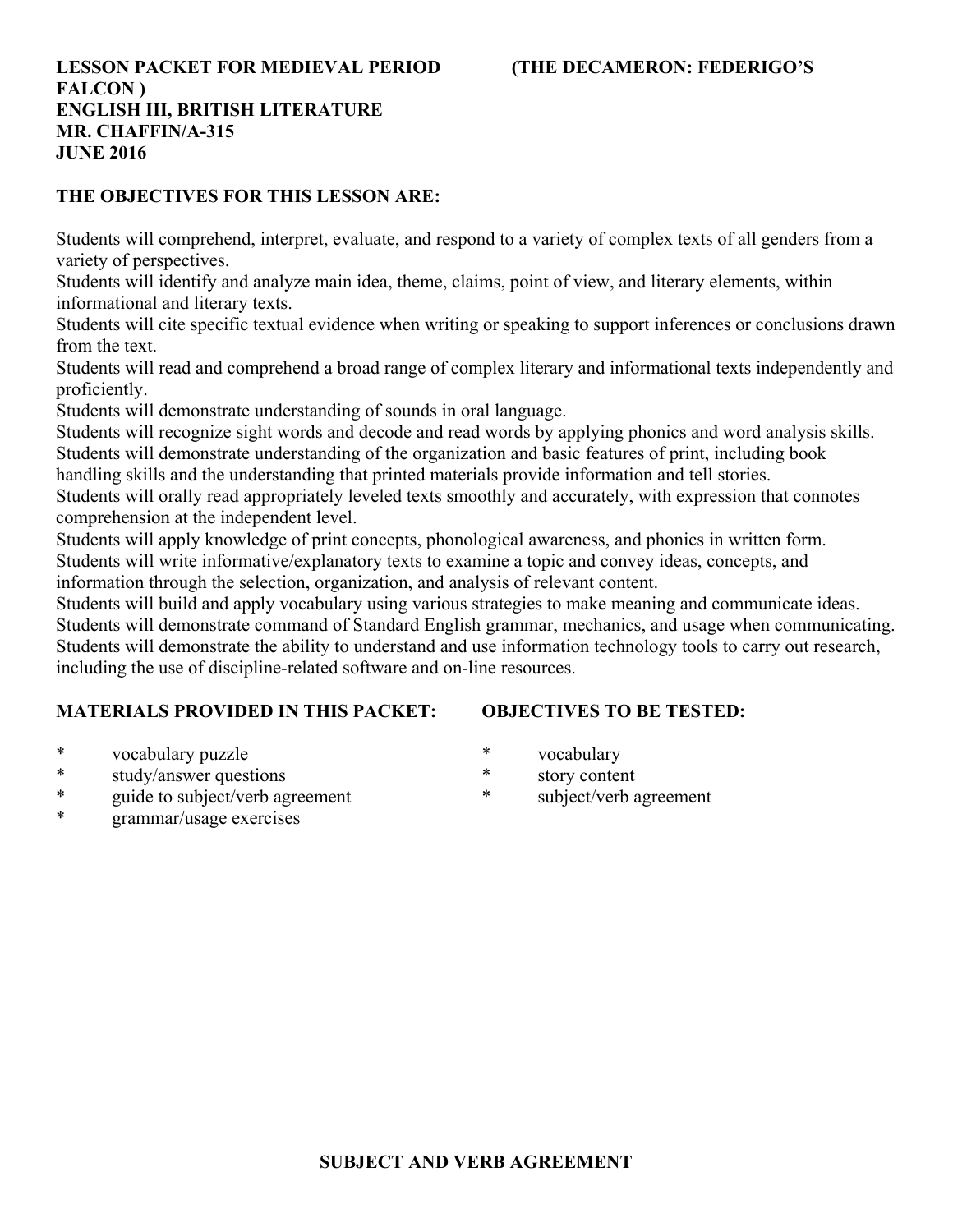**LESSON PACKET FOR MEDIEVAL PERIOD (THE DECAMERON: FEDERIGO'S FALCON )**
**ENGLISH III, BRITISH LITERATURE**
**MR. CHAFFIN/A-315**
**JUNE 2016**

**THE OBJECTIVES FOR THIS LESSON ARE:**

Students will comprehend, interpret, evaluate, and respond to a variety of complex texts of all genders from a variety of perspectives.
Students will identify and analyze main idea, theme, claims, point of view, and literary elements, within informational and literary texts.
Students will cite specific textual evidence when writing or speaking to support inferences or conclusions drawn from the text.
Students will read and comprehend a broad range of complex literary and informational texts independently and proficiently.
Students will demonstrate understanding of sounds in oral language.
Students will recognize sight words and decode and read words by applying phonics and word analysis skills.
Students will demonstrate understanding of the organization and basic features of print, including book handling skills and the understanding that printed materials provide information and tell stories.
Students will orally read appropriately leveled texts smoothly and accurately, with expression that connotes comprehension at the independent level.
Students will apply knowledge of print concepts, phonological awareness, and phonics in written form.
Students will write informative/explanatory texts to examine a topic and convey ideas, concepts, and information through the selection, organization, and analysis of relevant content.
Students will build and apply vocabulary using various strategies to make meaning and communicate ideas.
Students will demonstrate command of Standard English grammar, mechanics, and usage when communicating.
Students will demonstrate the ability to understand and use information technology tools to carry out research, including the use of discipline-related software and on-line resources.

**MATERIALS PROVIDED IN THIS PACKET:**

* vocabulary puzzle
* study/answer questions
* guide to subject/verb agreement
* grammar/usage exercises

**OBJECTIVES TO BE TESTED:**

* vocabulary
* story content
* subject/verb agreement

**SUBJECT AND VERB AGREEMENT**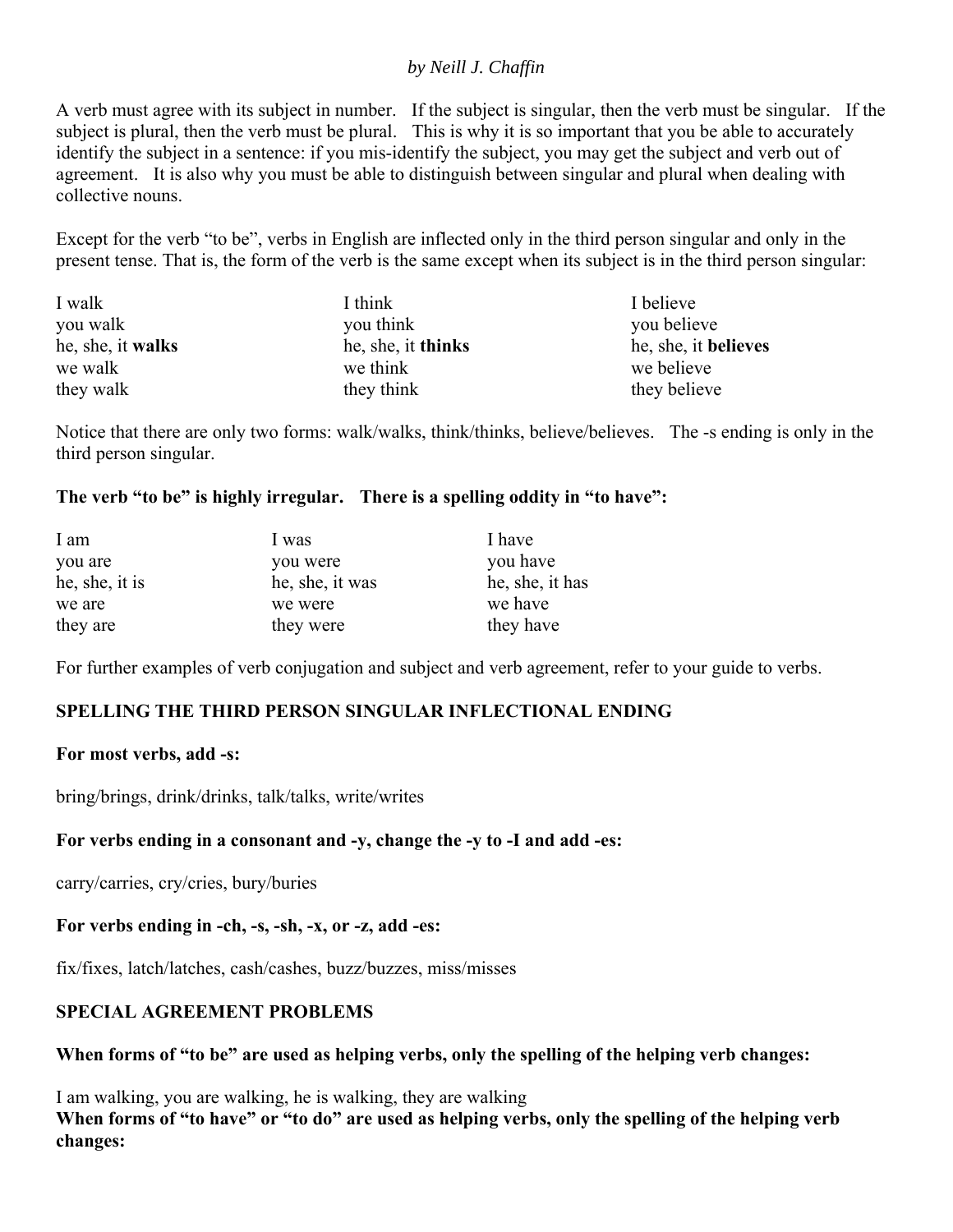*by Neill J. Chaffin*

A verb must agree with its subject in number. If the subject is singular, then the verb must be singular. If the subject is plural, then the verb must be plural. This is why it is so important that you be able to accurately identify the subject in a sentence: if you mis-identify the subject, you may get the subject and verb out of agreement. It is also why you must be able to distinguish between singular and plural when dealing with collective nouns.

Except for the verb "to be", verbs in English are inflected only in the third person singular and only in the present tense. That is, the form of the verb is the same except when its subject is in the third person singular:

| | | |
|---|---|---|
| I walk | I think | I believe |
| you walk | you think | you believe |
| he, she, it **walks** | he, she, it **thinks** | he, she, it **believes** |
| we walk | we think | we believe |
| they walk | they think | they believe |

Notice that there are only two forms: walk/walks, think/thinks, believe/believes. The -s ending is only in the third person singular.

**The verb "to be" is highly irregular. There is a spelling oddity in "to have":**

| | | |
|---|---|---|
| I am | I was | I have |
| you are | you were | you have |
| he, she, it is | he, she, it was | he, she, it has |
| we are | we were | we have |
| they are | they were | they have |

For further examples of verb conjugation and subject and verb agreement, refer to your guide to verbs.

## SPELLING THE THIRD PERSON SINGULAR INFLECTIONAL ENDING

**For most verbs, add -s:**

bring/brings, drink/drinks, talk/talks, write/writes

**For verbs ending in a consonant and -y, change the -y to -I and add -es:**

carry/carries, cry/cries, bury/buries

**For verbs ending in -ch, -s, -sh, -x, or -z, add -es:**

fix/fixes, latch/latches, cash/cashes, buzz/buzzes, miss/misses

## SPECIAL AGREEMENT PROBLEMS

**When forms of "to be" are used as helping verbs, only the spelling of the helping verb changes:**

I am walking, you are walking, he is walking, they are walking

**When forms of "to have" or "to do" are used as helping verbs, only the spelling of the helping verb changes:**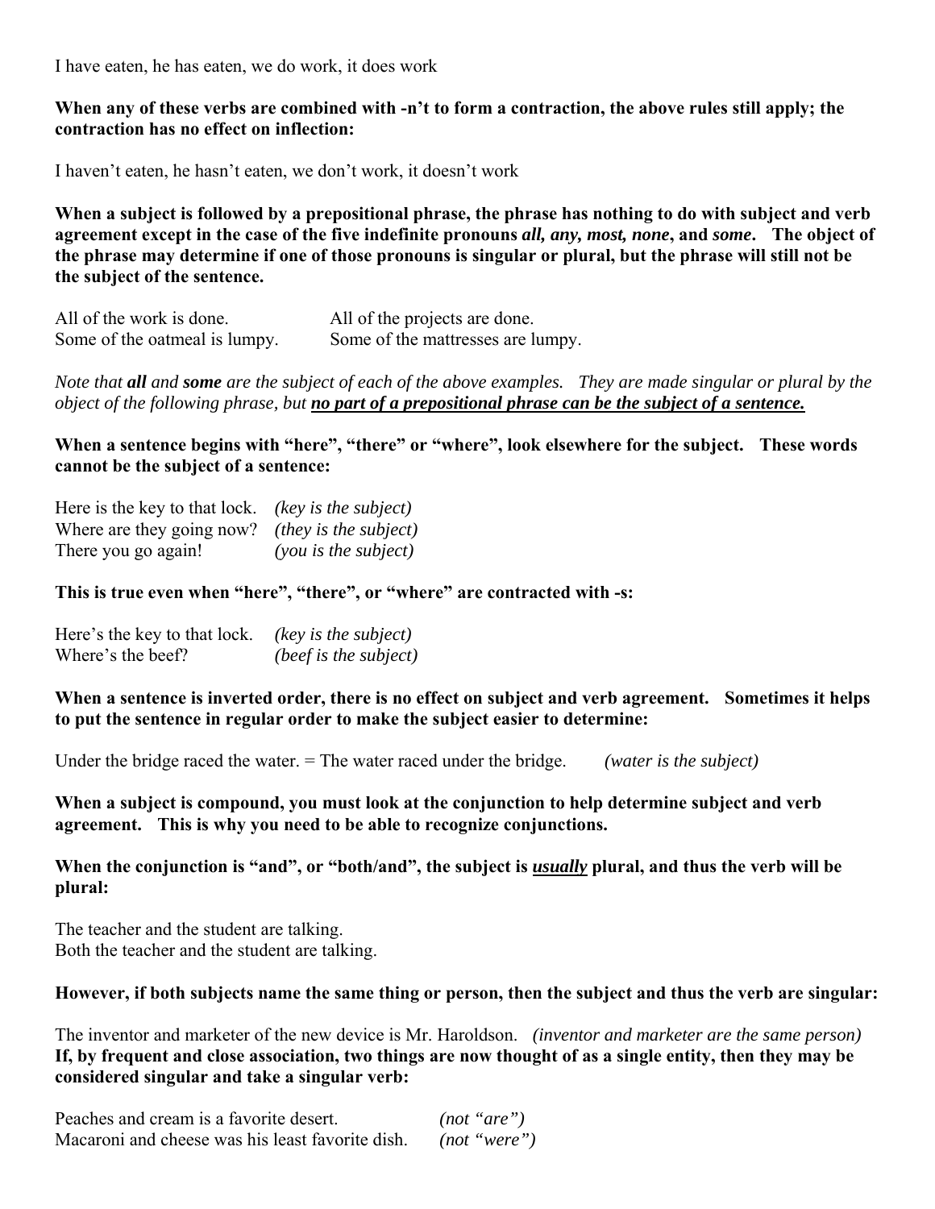I have eaten, he has eaten, we do work, it does work

**When any of these verbs are combined with -n't to form a contraction, the above rules still apply; the contraction has no effect on inflection:**

I haven't eaten, he hasn't eaten, we don't work, it doesn't work

**When a subject is followed by a prepositional phrase, the phrase has nothing to do with subject and verb agreement except in the case of the five indefinite pronouns *all, any, most, none*, and *some*. The object of the phrase may determine if one of those pronouns is singular or plural, but the phrase will still not be the subject of the sentence.**

All of the work is done. All of the projects are done.
Some of the oatmeal is lumpy. Some of the mattresses are lumpy.

*Note that **all** and **some** are the subject of each of the above examples. They are made singular or plural by the object of the following phrase, but **no part of a prepositional phrase can be the subject of a sentence.***

**When a sentence begins with "here", "there" or "where", look elsewhere for the subject. These words cannot be the subject of a sentence:**

Here is the key to that lock. *(key is the subject)*
Where are they going now? *(they is the subject)*
There you go again! *(you is the subject)*

**This is true even when "here", "there", or "where" are contracted with -s:**

Here's the key to that lock. *(key is the subject)*
Where's the beef? *(beef is the subject)*

**When a sentence is inverted order, there is no effect on subject and verb agreement. Sometimes it helps to put the sentence in regular order to make the subject easier to determine:**

Under the bridge raced the water. = The water raced under the bridge. *(water is the subject)*

**When a subject is compound, you must look at the conjunction to help determine subject and verb agreement. This is why you need to be able to recognize conjunctions.**

**When the conjunction is "and", or "both/and", the subject is *usually* plural, and thus the verb will be plural:**

The teacher and the student are talking.
Both the teacher and the student are talking.

**However, if both subjects name the same thing or person, then the subject and thus the verb are singular:**

The inventor and marketer of the new device is Mr. Haroldson. *(inventor and marketer are the same person)*
**If, by frequent and close association, two things are now thought of as a single entity, then they may be considered singular and take a singular verb:**

Peaches and cream is a favorite desert. *(not "are")*
Macaroni and cheese was his least favorite dish. *(not "were")*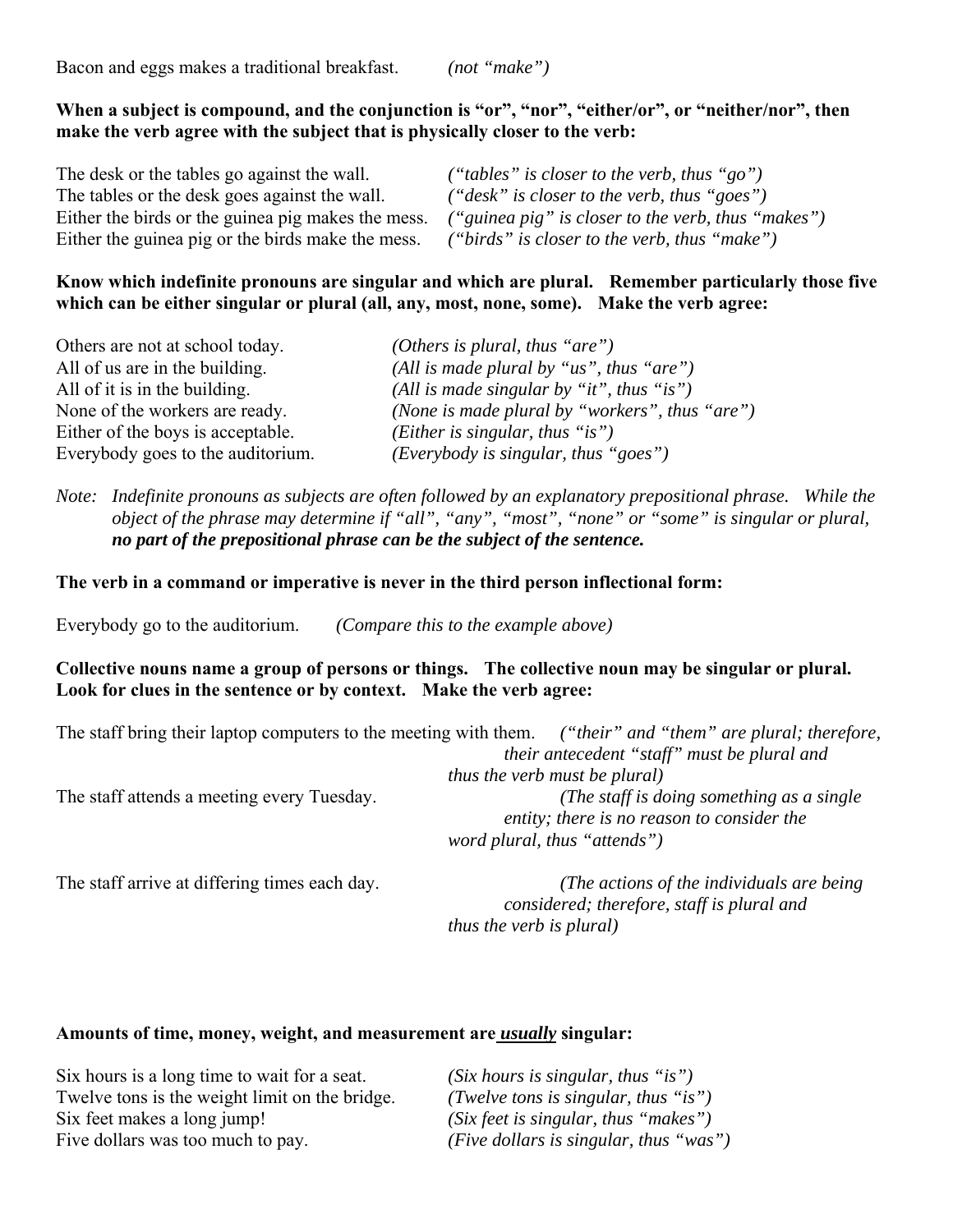Bacon and eggs makes a traditional breakfast. *(not "make")*

**When a subject is compound, and the conjunction is "or", "nor", "either/or", or "neither/nor", then make the verb agree with the subject that is physically closer to the verb:**

The desk or the tables go against the wall. *("tables" is closer to the verb, thus "go")*
The tables or the desk goes against the wall. *("desk" is closer to the verb, thus "goes")*
Either the birds or the guinea pig makes the mess. *("guinea pig" is closer to the verb, thus "makes")*
Either the guinea pig or the birds make the mess. *("birds" is closer to the verb, thus "make")*

**Know which indefinite pronouns are singular and which are plural. Remember particularly those five which can be either singular or plural (all, any, most, none, some). Make the verb agree:**

Others are not at school today. *(Others is plural, thus "are")*
All of us are in the building. *(All is made plural by "us", thus "are")*
All of it is in the building. *(All is made singular by "it", thus "is")*
None of the workers are ready. *(None is made plural by "workers", thus "are")*
Either of the boys is acceptable. *(Either is singular, thus "is")*
Everybody goes to the auditorium. *(Everybody is singular, thus "goes")*

*Note: Indefinite pronouns as subjects are often followed by an explanatory prepositional phrase. While the object of the phrase may determine if "all", "any", "most", "none" or "some" is singular or plural, **no part of the prepositional phrase can be the subject of the sentence.***

**The verb in a command or imperative is never in the third person inflectional form:**

Everybody go to the auditorium. *(Compare this to the example above)*

**Collective nouns name a group of persons or things. The collective noun may be singular or plural. Look for clues in the sentence or by context. Make the verb agree:**

The staff bring their laptop computers to the meeting with them. *("their" and "them" are plural; therefore, their antecedent "staff" must be plural and thus the verb must be plural)*

The staff attends a meeting every Tuesday. *(The staff is doing something as a single entity; there is no reason to consider the word plural, thus "attends")*

The staff arrive at differing times each day. *(The actions of the individuals are being considered; therefore, staff is plural and thus the verb is plural)*

**Amounts of time, money, weight, and measurement are *<u>usually</u>* singular:**

Six hours is a long time to wait for a seat. *(Six hours is singular, thus "is")*
Twelve tons is the weight limit on the bridge. *(Twelve tons is singular, thus "is")*
Six feet makes a long jump! *(Six feet is singular, thus "makes")*
Five dollars was too much to pay. *(Five dollars is singular, thus "was")*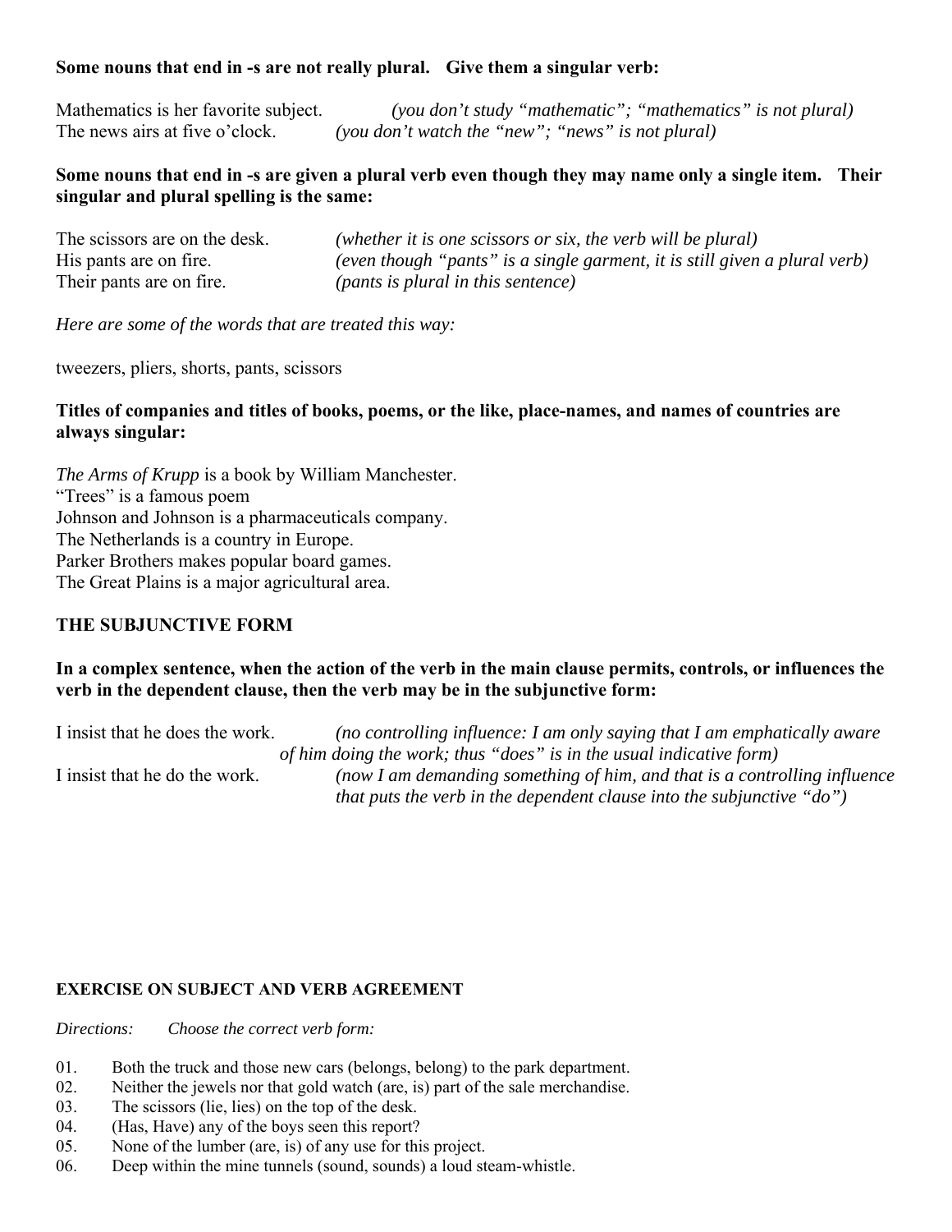**Some nouns that end in -s are not really plural. Give them a singular verb:**

Mathematics is her favorite subject. *(you don't study "mathematic"; "mathematics" is not plural)*
The news airs at five o'clock. *(you don't watch the "new"; "news" is not plural)*

**Some nouns that end in -s are given a plural verb even though they may name only a single item. Their singular and plural spelling is the same:**

The scissors are on the desk. *(whether it is one scissors or six, the verb will be plural)*
His pants are on fire. *(even though "pants" is a single garment, it is still given a plural verb)*
Their pants are on fire. *(pants is plural in this sentence)*

*Here are some of the words that are treated this way:*

tweezers, pliers, shorts, pants, scissors

**Titles of companies and titles of books, poems, or the like, place-names, and names of countries are always singular:**

*The Arms of Krupp* is a book by William Manchester.
"Trees" is a famous poem
Johnson and Johnson is a pharmaceuticals company.
The Netherlands is a country in Europe.
Parker Brothers makes popular board games.
The Great Plains is a major agricultural area.

**THE SUBJUNCTIVE FORM**

**In a complex sentence, when the action of the verb in the main clause permits, controls, or influences the verb in the dependent clause, then the verb may be in the subjunctive form:**

I insist that he does the work. *(no controlling influence: I am only saying that I am emphatically aware of him doing the work; thus "does" is in the usual indicative form)*
I insist that he do the work. *(now I am demanding something of him, and that is a controlling influence that puts the verb in the dependent clause into the subjunctive "do")*

**EXERCISE ON SUBJECT AND VERB AGREEMENT**

*Directions: Choose the correct verb form:*

01. Both the truck and those new cars (belongs, belong) to the park department.
02. Neither the jewels nor that gold watch (are, is) part of the sale merchandise.
03. The scissors (lie, lies) on the top of the desk.
04. (Has, Have) any of the boys seen this report?
05. None of the lumber (are, is) of any use for this project.
06. Deep within the mine tunnels (sound, sounds) a loud steam-whistle.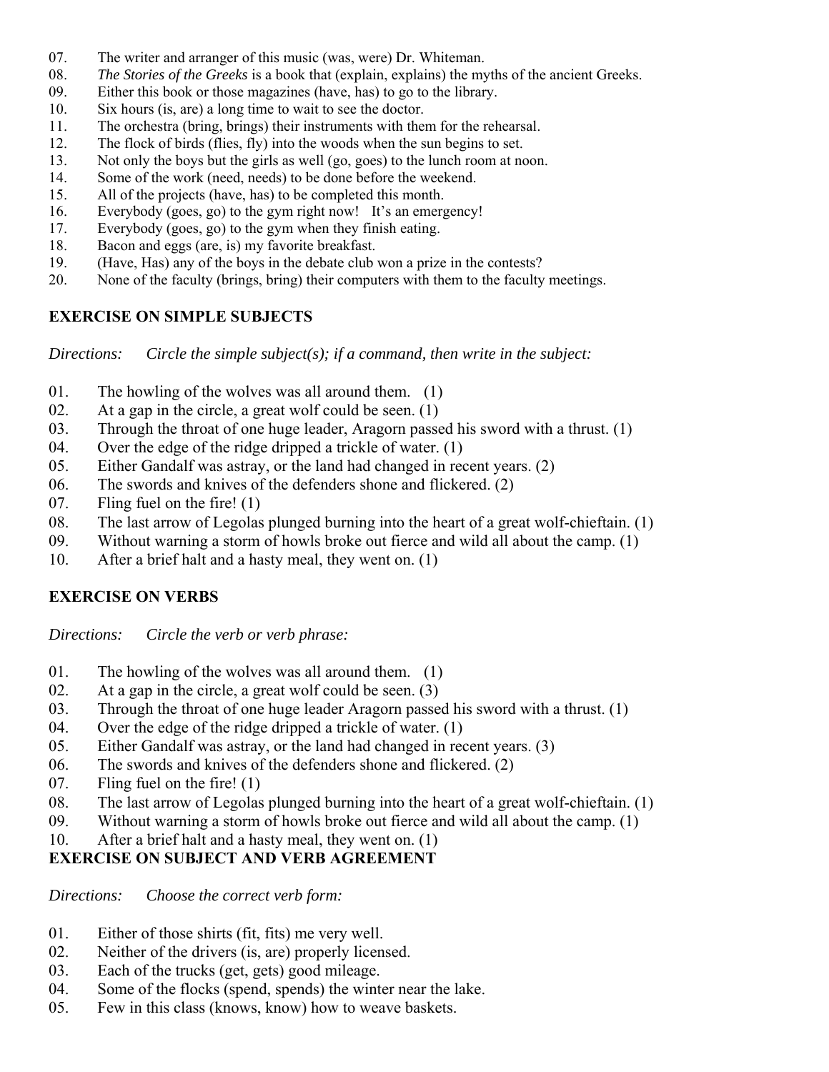07. The writer and arranger of this music (was, were) Dr. Whiteman.
08. *The Stories of the Greeks* is a book that (explain, explains) the myths of the ancient Greeks.
09. Either this book or those magazines (have, has) to go to the library.
10. Six hours (is, are) a long time to wait to see the doctor.
11. The orchestra (bring, brings) their instruments with them for the rehearsal.
12. The flock of birds (flies, fly) into the woods when the sun begins to set.
13. Not only the boys but the girls as well (go, goes) to the lunch room at noon.
14. Some of the work (need, needs) to be done before the weekend.
15. All of the projects (have, has) to be completed this month.
16. Everybody (goes, go) to the gym right now!   It's an emergency!
17. Everybody (goes, go) to the gym when they finish eating.
18. Bacon and eggs (are, is) my favorite breakfast.
19. (Have, Has) any of the boys in the debate club won a prize in the contests?
20. None of the faculty (brings, bring) their computers with them to the faculty meetings.

**EXERCISE ON SIMPLE SUBJECTS**

*Directions: Circle the simple subject(s); if a command, then write in the subject:*

01. The howling of the wolves was all around them. (1)
02. At a gap in the circle, a great wolf could be seen. (1)
03. Through the throat of one huge leader, Aragorn passed his sword with a thrust. (1)
04. Over the edge of the ridge dripped a trickle of water. (1)
05. Either Gandalf was astray, or the land had changed in recent years. (2)
06. The swords and knives of the defenders shone and flickered. (2)
07. Fling fuel on the fire! (1)
08. The last arrow of Legolas plunged burning into the heart of a great wolf-chieftain. (1)
09. Without warning a storm of howls broke out fierce and wild all about the camp. (1)
10. After a brief halt and a hasty meal, they went on. (1)

**EXERCISE ON VERBS**

*Directions: Circle the verb or verb phrase:*

01. The howling of the wolves was all around them. (1)
02. At a gap in the circle, a great wolf could be seen. (3)
03. Through the throat of one huge leader Aragorn passed his sword with a thrust. (1)
04. Over the edge of the ridge dripped a trickle of water. (1)
05. Either Gandalf was astray, or the land had changed in recent years. (3)
06. The swords and knives of the defenders shone and flickered. (2)
07. Fling fuel on the fire! (1)
08. The last arrow of Legolas plunged burning into the heart of a great wolf-chieftain. (1)
09. Without warning a storm of howls broke out fierce and wild all about the camp. (1)
10. After a brief halt and a hasty meal, they went on. (1)

**EXERCISE ON SUBJECT AND VERB AGREEMENT**

*Directions: Choose the correct verb form:*

01. Either of those shirts (fit, fits) me very well.
02. Neither of the drivers (is, are) properly licensed.
03. Each of the trucks (get, gets) good mileage.
04. Some of the flocks (spend, spends) the winter near the lake.
05. Few in this class (knows, know) how to weave baskets.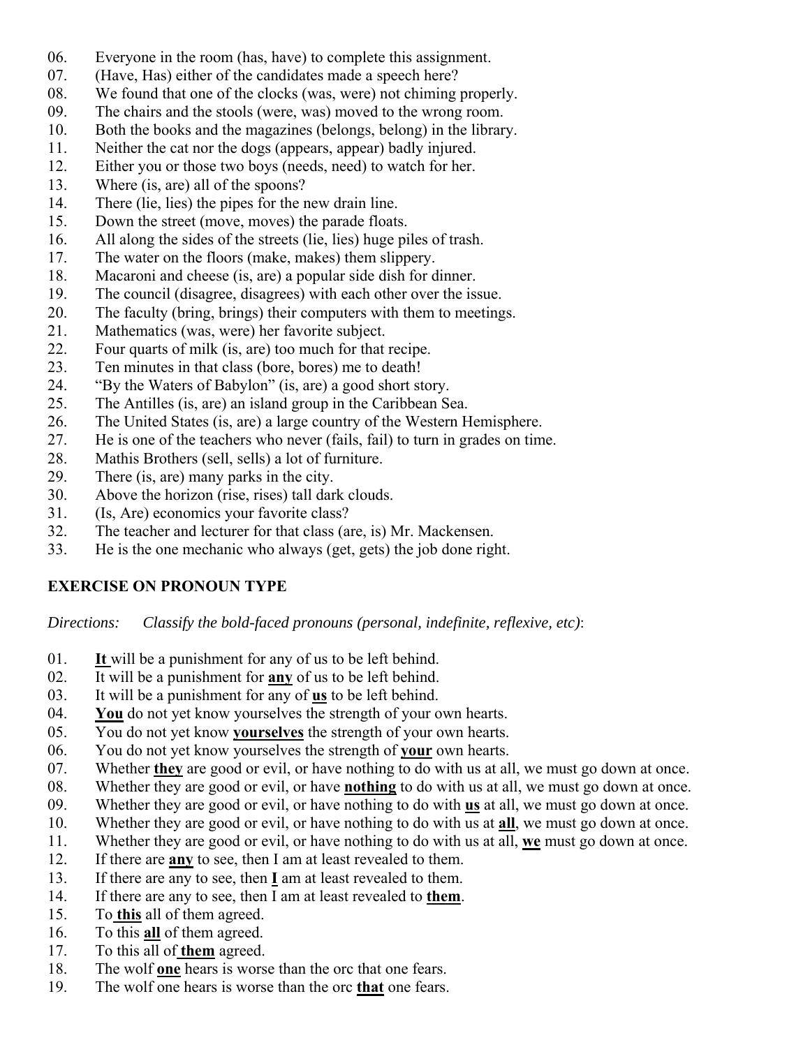06. Everyone in the room (has, have) to complete this assignment.
07. (Have, Has) either of the candidates made a speech here?
08. We found that one of the clocks (was, were) not chiming properly.
09. The chairs and the stools (were, was) moved to the wrong room.
10. Both the books and the magazines (belongs, belong) in the library.
11. Neither the cat nor the dogs (appears, appear) badly injured.
12. Either you or those two boys (needs, need) to watch for her.
13. Where (is, are) all of the spoons?
14. There (lie, lies) the pipes for the new drain line.
15. Down the street (move, moves) the parade floats.
16. All along the sides of the streets (lie, lies) huge piles of trash.
17. The water on the floors (make, makes) them slippery.
18. Macaroni and cheese (is, are) a popular side dish for dinner.
19. The council (disagree, disagrees) with each other over the issue.
20. The faculty (bring, brings) their computers with them to meetings.
21. Mathematics (was, were) her favorite subject.
22. Four quarts of milk (is, are) too much for that recipe.
23. Ten minutes in that class (bore, bores) me to death!
24. "By the Waters of Babylon" (is, are) a good short story.
25. The Antilles (is, are) an island group in the Caribbean Sea.
26. The United States (is, are) a large country of the Western Hemisphere.
27. He is one of the teachers who never (fails, fail) to turn in grades on time.
28. Mathis Brothers (sell, sells) a lot of furniture.
29. There (is, are) many parks in the city.
30. Above the horizon (rise, rises) tall dark clouds.
31. (Is, Are) economics your favorite class?
32. The teacher and lecturer for that class (are, is) Mr. Mackensen.
33. He is the one mechanic who always (get, gets) the job done right.

**EXERCISE ON PRONOUN TYPE**

*Directions: Classify the bold-faced pronouns (personal, indefinite, reflexive, etc)*:

01. **<u>It</u>** will be a punishment for any of us to be left behind.
02. It will be a punishment for **<u>any</u>** of us to be left behind.
03. It will be a punishment for any of **<u>us</u>** to be left behind.
04. **<u>You</u>** do not yet know yourselves the strength of your own hearts.
05. You do not yet know **<u>yourselves</u>** the strength of your own hearts.
06. You do not yet know yourselves the strength of **<u>your</u>** own hearts.
07. Whether **<u>they</u>** are good or evil, or have nothing to do with us at all, we must go down at once.
08. Whether they are good or evil, or have **<u>nothing</u>** to do with us at all, we must go down at once.
09. Whether they are good or evil, or have nothing to do with **<u>us</u>** at all, we must go down at once.
10. Whether they are good or evil, or have nothing to do with us at **<u>all</u>**, we must go down at once.
11. Whether they are good or evil, or have nothing to do with us at all, **<u>we</u>** must go down at once.
12. If there are **<u>any</u>** to see, then I am at least revealed to them.
13. If there are any to see, then **<u>I</u>** am at least revealed to them.
14. If there are any to see, then I am at least revealed to **<u>them</u>**.
15. To **<u>this</u>** all of them agreed.
16. To this **<u>all</u>** of them agreed.
17. To this all of **<u>them</u>** agreed.
18. The wolf **<u>one</u>** hears is worse than the orc that one fears.
19. The wolf one hears is worse than the orc **<u>that</u>** one fears.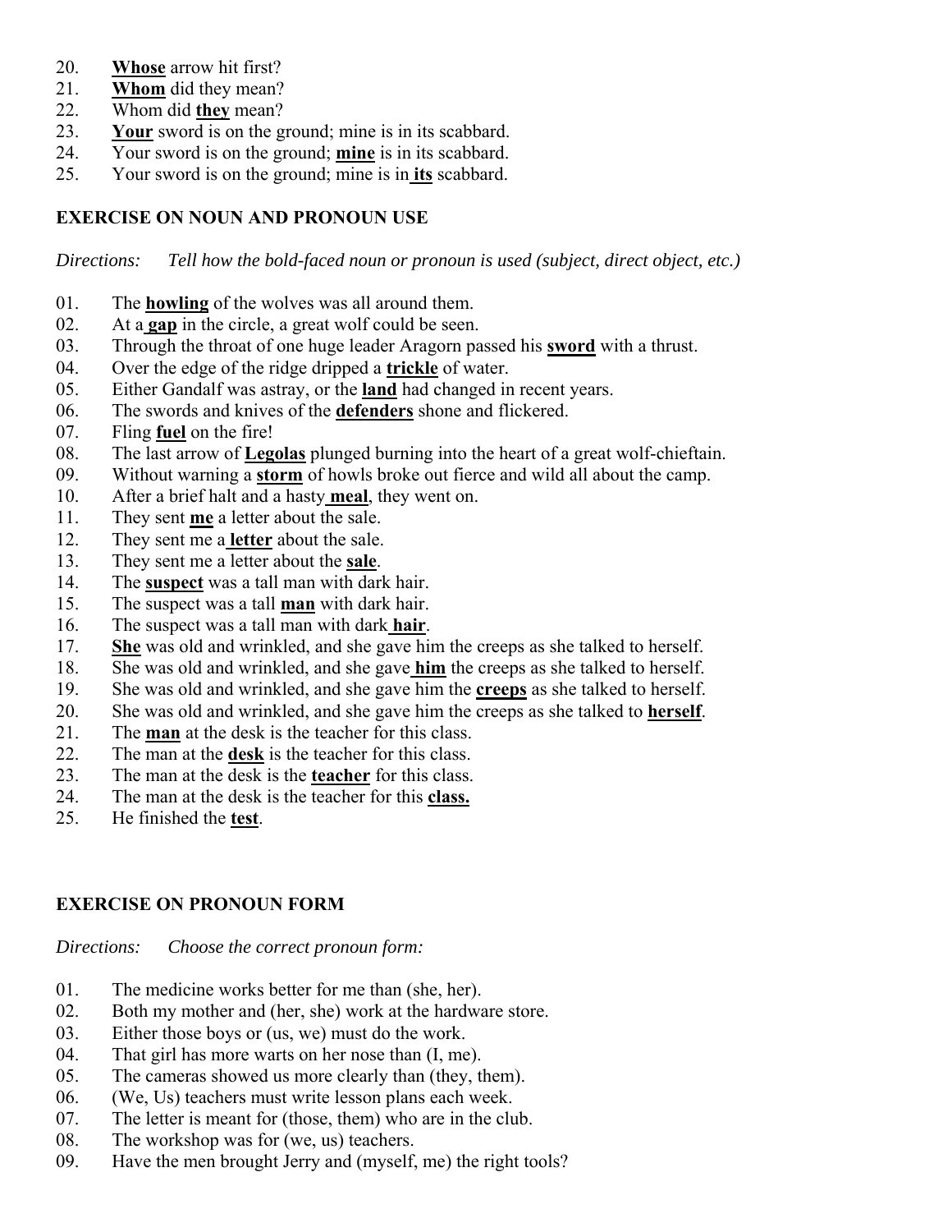20. **Whose** arrow hit first?
21. **Whom** did they mean?
22. Whom did **they** mean?
23. **Your** sword is on the ground; mine is in its scabbard.
24. Your sword is on the ground; **mine** is in its scabbard.
25. Your sword is on the ground; mine is in **its** scabbard.

### EXERCISE ON NOUN AND PRONOUN USE

*Directions: Tell how the bold-faced noun or pronoun is used (subject, direct object, etc.)*

01. The **howling** of the wolves was all around them.
02. At a **gap** in the circle, a great wolf could be seen.
03. Through the throat of one huge leader Aragorn passed his **sword** with a thrust.
04. Over the edge of the ridge dripped a **trickle** of water.
05. Either Gandalf was astray, or the **land** had changed in recent years.
06. The swords and knives of the **defenders** shone and flickered.
07. Fling **fuel** on the fire!
08. The last arrow of **Legolas** plunged burning into the heart of a great wolf-chieftain.
09. Without warning a **storm** of howls broke out fierce and wild all about the camp.
10. After a brief halt and a hasty **meal**, they went on.
11. They sent **me** a letter about the sale.
12. They sent me a **letter** about the sale.
13. They sent me a letter about the **sale**.
14. The **suspect** was a tall man with dark hair.
15. The suspect was a tall **man** with dark hair.
16. The suspect was a tall man with dark **hair**.
17. **She** was old and wrinkled, and she gave him the creeps as she talked to herself.
18. She was old and wrinkled, and she gave **him** the creeps as she talked to herself.
19. She was old and wrinkled, and she gave him the **creeps** as she talked to herself.
20. She was old and wrinkled, and she gave him the creeps as she talked to **herself**.
21. The **man** at the desk is the teacher for this class.
22. The man at the **desk** is the teacher for this class.
23. The man at the desk is the **teacher** for this class.
24. The man at the desk is the teacher for this **class.**
25. He finished the **test**.

### EXERCISE ON PRONOUN FORM

*Directions: Choose the correct pronoun form:*

01. The medicine works better for me than (she, her).
02. Both my mother and (her, she) work at the hardware store.
03. Either those boys or (us, we) must do the work.
04. That girl has more warts on her nose than (I, me).
05. The cameras showed us more clearly than (they, them).
06. (We, Us) teachers must write lesson plans each week.
07. The letter is meant for (those, them) who are in the club.
08. The workshop was for (we, us) teachers.
09. Have the men brought Jerry and (myself, me) the right tools?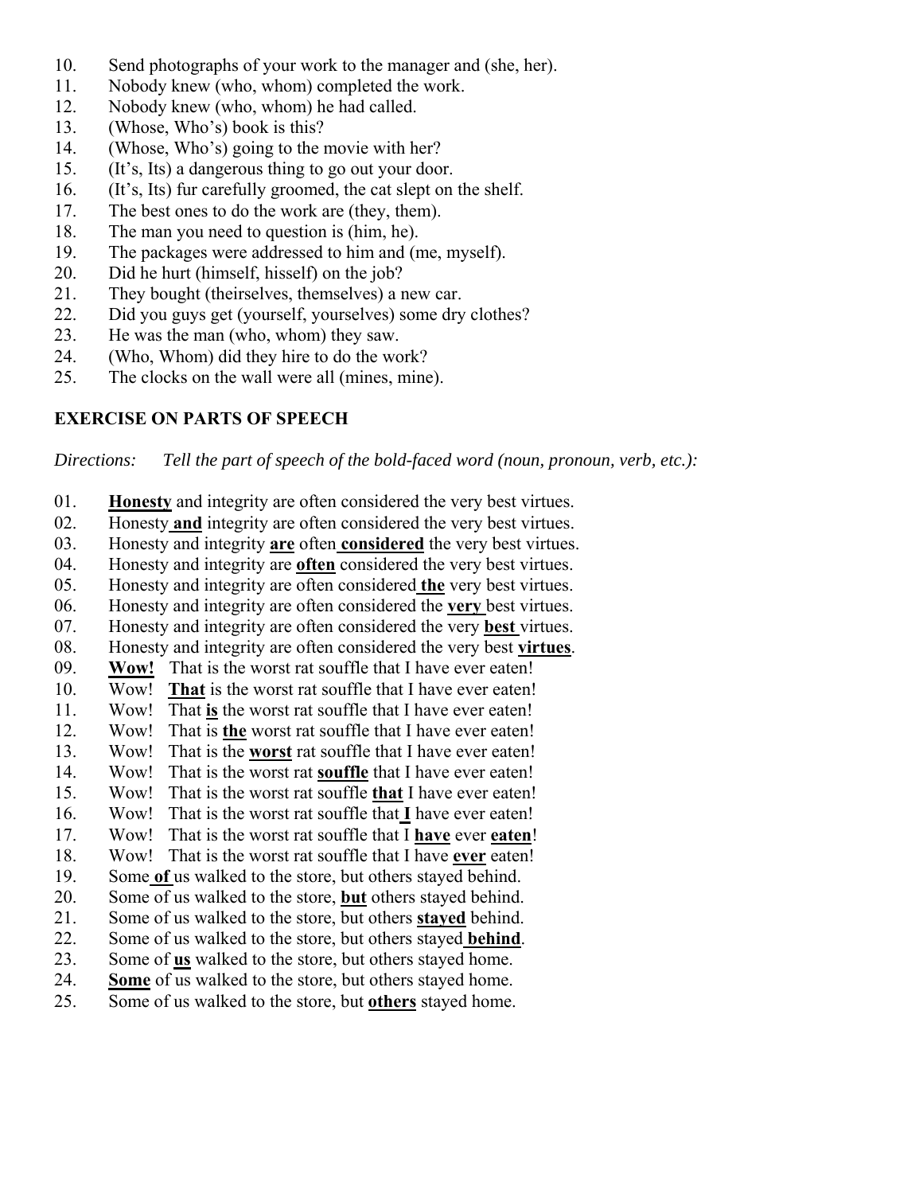10. Send photographs of your work to the manager and (she, her).
11. Nobody knew (who, whom) completed the work.
12. Nobody knew (who, whom) he had called.
13. (Whose, Who's) book is this?
14. (Whose, Who's) going to the movie with her?
15. (It's, Its) a dangerous thing to go out your door.
16. (It's, Its) fur carefully groomed, the cat slept on the shelf.
17. The best ones to do the work are (they, them).
18. The man you need to question is (him, he).
19. The packages were addressed to him and (me, myself).
20. Did he hurt (himself, hisself) on the job?
21. They bought (theirselves, themselves) a new car.
22. Did you guys get (yourself, yourselves) some dry clothes?
23. He was the man (who, whom) they saw.
24. (Who, Whom) did they hire to do the work?
25. The clocks on the wall were all (mines, mine).

## EXERCISE ON PARTS OF SPEECH

*Directions: Tell the part of speech of the bold-faced word (noun, pronoun, verb, etc.):*

01. **Honesty** and integrity are often considered the very best virtues.
02. Honesty **and** integrity are often considered the very best virtues.
03. Honesty and integrity **are** often **considered** the very best virtues.
04. Honesty and integrity are **often** considered the very best virtues.
05. Honesty and integrity are often considered **the** very best virtues.
06. Honesty and integrity are often considered the **very** best virtues.
07. Honesty and integrity are often considered the very **best** virtues.
08. Honesty and integrity are often considered the very best **virtues**.
09. **Wow!** That is the worst rat souffle that I have ever eaten!
10. Wow! **That** is the worst rat souffle that I have ever eaten!
11. Wow! That **is** the worst rat souffle that I have ever eaten!
12. Wow! That is **the** worst rat souffle that I have ever eaten!
13. Wow! That is the **worst** rat souffle that I have ever eaten!
14. Wow! That is the worst rat **souffle** that I have ever eaten!
15. Wow! That is the worst rat souffle **that** I have ever eaten!
16. Wow! That is the worst rat souffle that **I** have ever eaten!
17. Wow! That is the worst rat souffle that I **have** ever **eaten**!
18. Wow! That is the worst rat souffle that I have **ever** eaten!
19. Some **of** us walked to the store, but others stayed behind.
20. Some of us walked to the store, **but** others stayed behind.
21. Some of us walked to the store, but others **stayed** behind.
22. Some of us walked to the store, but others stayed **behind**.
23. Some of **us** walked to the store, but others stayed home.
24. **Some** of us walked to the store, but others stayed home.
25. Some of us walked to the store, but **others** stayed home.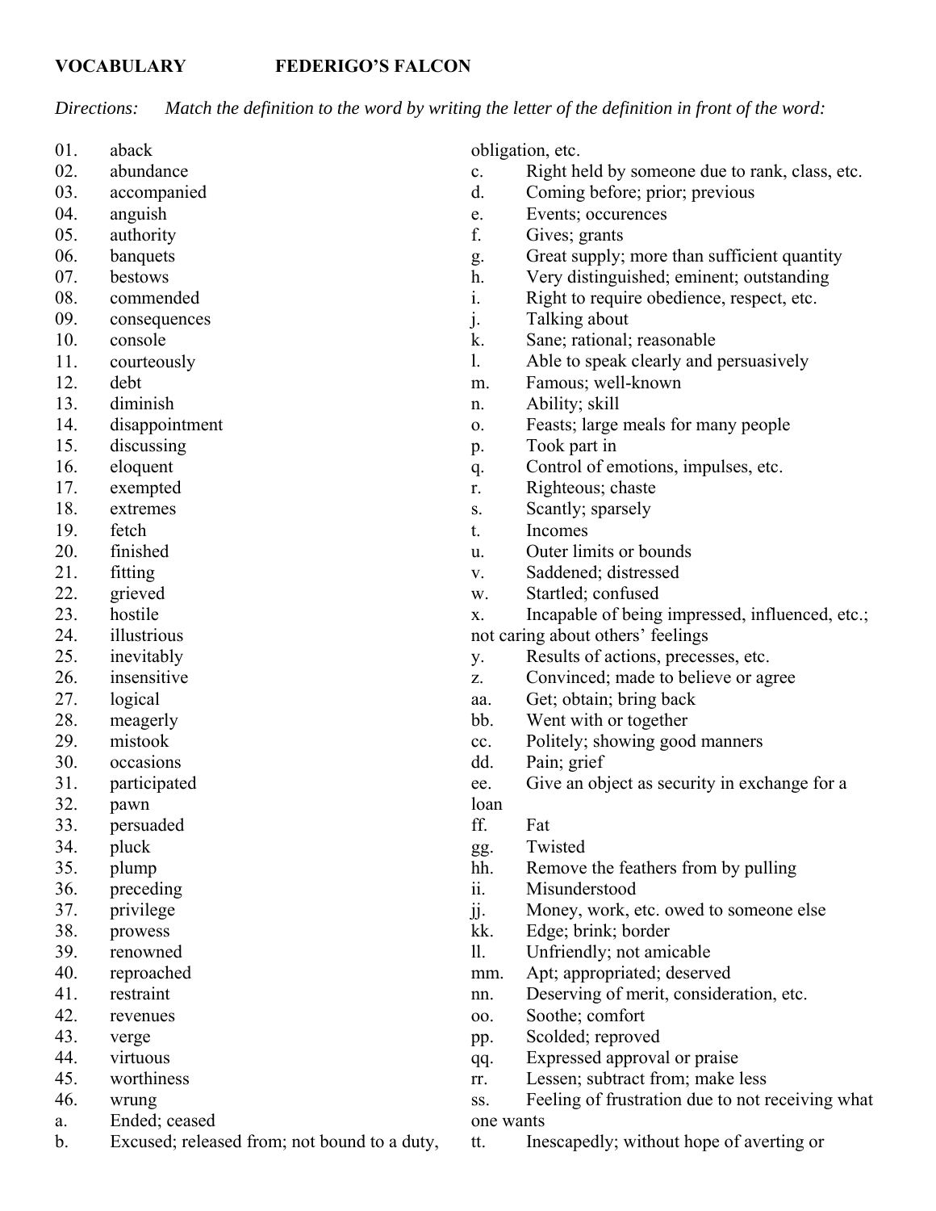**VOCABULARY FEDERIGO'S FALCON**

*Directions: Match the definition to the word by writing the letter of the definition in front of the word:*

01. aback
02. abundance
03. accompanied
04. anguish
05. authority
06. banquets
07. bestows
08. commended
09. consequences
10. console
11. courteously
12. debt
13. diminish
14. disappointment
15. discussing
16. eloquent
17. exempted
18. extremes
19. fetch
20. finished
21. fitting
22. grieved
23. hostile
24. illustrious
25. inevitably
26. insensitive
27. logical
28. meagerly
29. mistook
30. occasions
31. participated
32. pawn
33. persuaded
34. pluck
35. plump
36. preceding
37. privilege
38. prowess
39. renowned
40. reproached
41. restraint
42. revenues
43. verge
44. virtuous
45. worthiness
46. wrung

a. Ended; ceased
b. Excused; released from; not bound to a duty, obligation, etc.
c. Right held by someone due to rank, class, etc.
d. Coming before; prior; previous
e. Events; occurences
f. Gives; grants
g. Great supply; more than sufficient quantity
h. Very distinguished; eminent; outstanding
i. Right to require obedience, respect, etc.
j. Talking about
k. Sane; rational; reasonable
l. Able to speak clearly and persuasively
m. Famous; well-known
n. Ability; skill
o. Feasts; large meals for many people
p. Took part in
q. Control of emotions, impulses, etc.
r. Righteous; chaste
s. Scantly; sparsely
t. Incomes
u. Outer limits or bounds
v. Saddened; distressed
w. Startled; confused
x. Incapable of being impressed, influenced, etc.; not caring about others' feelings
y. Results of actions, precesses, etc.
z. Convinced; made to believe or agree
aa. Get; obtain; bring back
bb. Went with or together
cc. Politely; showing good manners
dd. Pain; grief
ee. Give an object as security in exchange for a loan
ff. Fat
gg. Twisted
hh. Remove the feathers from by pulling
ii. Misunderstood
jj. Money, work, etc. owed to someone else
kk. Edge; brink; border
ll. Unfriendly; not amicable
mm. Apt; appropriated; deserved
nn. Deserving of merit, consideration, etc.
oo. Soothe; comfort
pp. Scolded; reproved
qq. Expressed approval or praise
rr. Lessen; subtract from; make less
ss. Feeling of frustration due to not receiving what one wants
tt. Inescapedly; without hope of averting or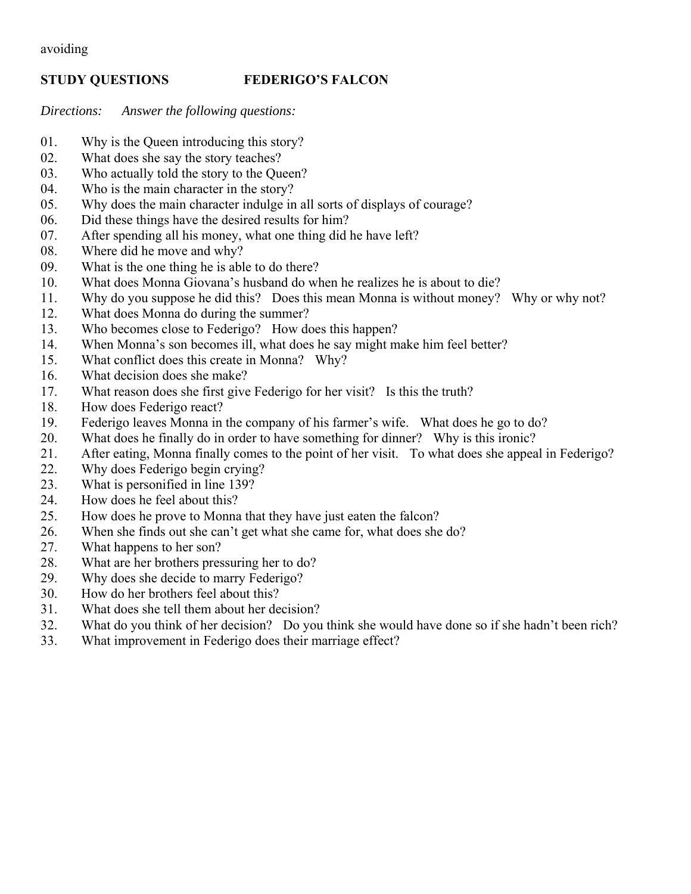avoiding

**STUDY QUESTIONS FEDERIGO'S FALCON**

*Directions: Answer the following questions:*

01. Why is the Queen introducing this story?
02. What does she say the story teaches?
03. Who actually told the story to the Queen?
04. Who is the main character in the story?
05. Why does the main character indulge in all sorts of displays of courage?
06. Did these things have the desired results for him?
07. After spending all his money, what one thing did he have left?
08. Where did he move and why?
09. What is the one thing he is able to do there?
10. What does Monna Giovana's husband do when he realizes he is about to die?
11. Why do you suppose he did this? Does this mean Monna is without money? Why or why not?
12. What does Monna do during the summer?
13. Who becomes close to Federigo? How does this happen?
14. When Monna's son becomes ill, what does he say might make him feel better?
15. What conflict does this create in Monna? Why?
16. What decision does she make?
17. What reason does she first give Federigo for her visit? Is this the truth?
18. How does Federigo react?
19. Federigo leaves Monna in the company of his farmer's wife. What does he go to do?
20. What does he finally do in order to have something for dinner? Why is this ironic?
21. After eating, Monna finally comes to the point of her visit. To what does she appeal in Federigo?
22. Why does Federigo begin crying?
23. What is personified in line 139?
24. How does he feel about this?
25. How does he prove to Monna that they have just eaten the falcon?
26. When she finds out she can't get what she came for, what does she do?
27. What happens to her son?
28. What are her brothers pressuring her to do?
29. Why does she decide to marry Federigo?
30. How do her brothers feel about this?
31. What does she tell them about her decision?
32. What do you think of her decision? Do you think she would have done so if she hadn't been rich?
33. What improvement in Federigo does their marriage effect?